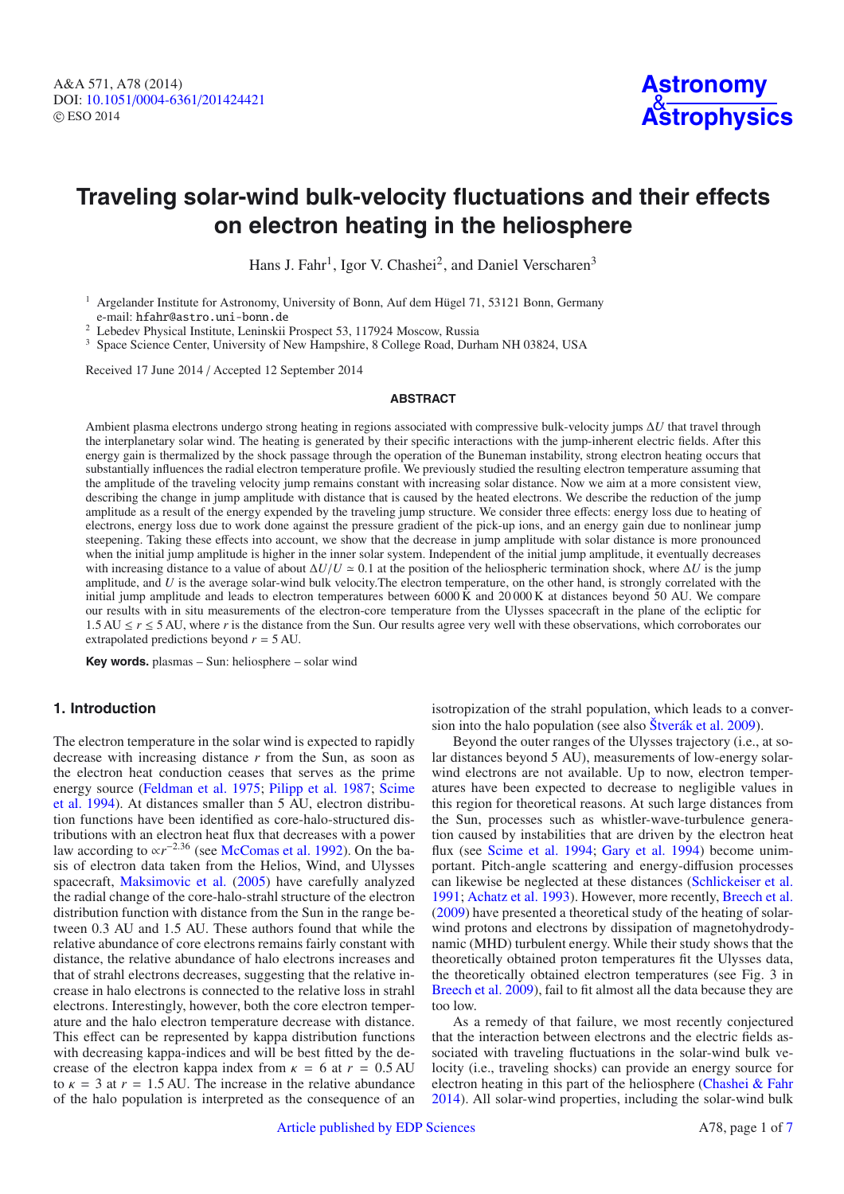# Traveling solar-wind bulk-velocity fluctuations and their effects on electron heating in the heliosphere

Hans J. Fahr[1], Igor V. Chashei[2], and Daniel Verscharen[3]

[1] Argelander Institute for Astronomy, University of Bonn, Auf dem Hügel 71, 53121 Bonn, Germany
e-mail: hfahr@astro.uni-bonn.de

[2] Lebedev Physical Institute, Leninskii Prospect 53, 117924 Moscow, Russia

[3] Space Science Center, University of New Hampshire, 8 College Road, Durham NH 03824, USA

Received 17 June 2014 / Accepted 12 September 2014

## ABSTRACT

Ambient plasma electrons undergo strong heating in regions associated with compressive bulk-velocity jumps $\Delta U$ that travel through the interplanetary solar wind. The heating is generated by their specific interactions with the jump-inherent electric fields. After this energy gain is thermalized by the shock passage through the operation of the Buneman instability, strong electron heating occurs that substantially influences the radial electron temperature profile. We previously studied the resulting electron temperature assuming that the amplitude of the traveling velocity jump remains constant with increasing solar distance. Now we aim at a more consistent view, describing the change in jump amplitude with distance that is caused by the heated electrons. We describe the reduction of the jump amplitude as a result of the energy expended by the traveling jump structure. We consider three effects: energy loss due to heating of electrons, energy loss due to work done against the pressure gradient of the pick-up ions, and an energy gain due to nonlinear jump steepening. Taking these effects into account, we show that the decrease in jump amplitude with solar distance is more pronounced when the initial jump amplitude is higher in the inner solar system. Independent of the initial jump amplitude, it eventually decreases with increasing distance to a value of about $\Delta U/U \simeq 0.1$ at the position of the heliospheric termination shock, where $\Delta U$ is the jump amplitude, and $U$ is the average solar-wind bulk velocity.The electron temperature, on the other hand, is strongly correlated with the initial jump amplitude and leads to electron temperatures between 6000 K and 20 000 K at distances beyond 50 AU. We compare our results with in situ measurements of the electron-core temperature from the Ulysses spacecraft in the plane of the ecliptic for 1.5 AU $\leq r \leq$ 5 AU, where $r$ is the distance from the Sun. Our results agree very well with these observations, which corroborates our extrapolated predictions beyond $r = 5$ AU.

**Key words.** plasmas – Sun: heliosphere – solar wind

## 1. Introduction

The electron temperature in the solar wind is expected to rapidly decrease with increasing distance $r$ from the Sun, as soon as the electron heat conduction ceases that serves as the prime energy source (Feldman et al. 1975; Pilipp et al. 1987; Scime et al. 1994). At distances smaller than 5 AU, electron distribution functions have been identified as core-halo-structured distributions with an electron heat flux that decreases with a power law according to $\propto r^{-2.36}$ (see McComas et al. 1992). On the basis of electron data taken from the Helios, Wind, and Ulysses spacecraft, Maksimovic et al. (2005) have carefully analyzed the radial change of the core-halo-strahl structure of the electron distribution function with distance from the Sun in the range between 0.3 AU and 1.5 AU. These authors found that while the relative abundance of core electrons remains fairly constant with distance, the relative abundance of halo electrons increases and that of strahl electrons decreases, suggesting that the relative increase in halo electrons is connected to the relative loss in strahl electrons. Interestingly, however, both the core electron temperature and the halo electron temperature decrease with distance. This effect can be represented by kappa distribution functions with decreasing kappa-indices and will be best fitted by the decrease of the electron kappa index from $\kappa = 6$ at $r = 0.5$ AU to $\kappa = 3$ at $r = 1.5$ AU. The increase in the relative abundance of the halo population is interpreted as the consequence of an isotropization of the strahl population, which leads to a conversion into the halo population (see also Štverák et al. 2009).

Beyond the outer ranges of the Ulysses trajectory (i.e., at solar distances beyond 5 AU), measurements of low-energy solar-wind electrons are not available. Up to now, electron temperatures have been expected to decrease to negligible values in this region for theoretical reasons. At such large distances from the Sun, processes such as whistler-wave-turbulence generation caused by instabilities that are driven by the electron heat flux (see Scime et al. 1994; Gary et al. 1994) become unimportant. Pitch-angle scattering and energy-diffusion processes can likewise be neglected at these distances (Schlickeiser et al. 1991; Achatz et al. 1993). However, more recently, Breech et al. (2009) have presented a theoretical study of the heating of solar-wind protons and electrons by dissipation of magnetohydrodynamic (MHD) turbulent energy. While their study shows that the theoretically obtained proton temperatures fit the Ulysses data, the theoretically obtained electron temperatures (see Fig. 3 in Breech et al. 2009), fail to fit almost all the data because they are too low.

As a remedy of that failure, we most recently conjectured that the interaction between electrons and the electric fields associated with traveling fluctuations in the solar-wind bulk velocity (i.e., traveling shocks) can provide an energy source for electron heating in this part of the heliosphere (Chashei & Fahr 2014). All solar-wind properties, including the solar-wind bulk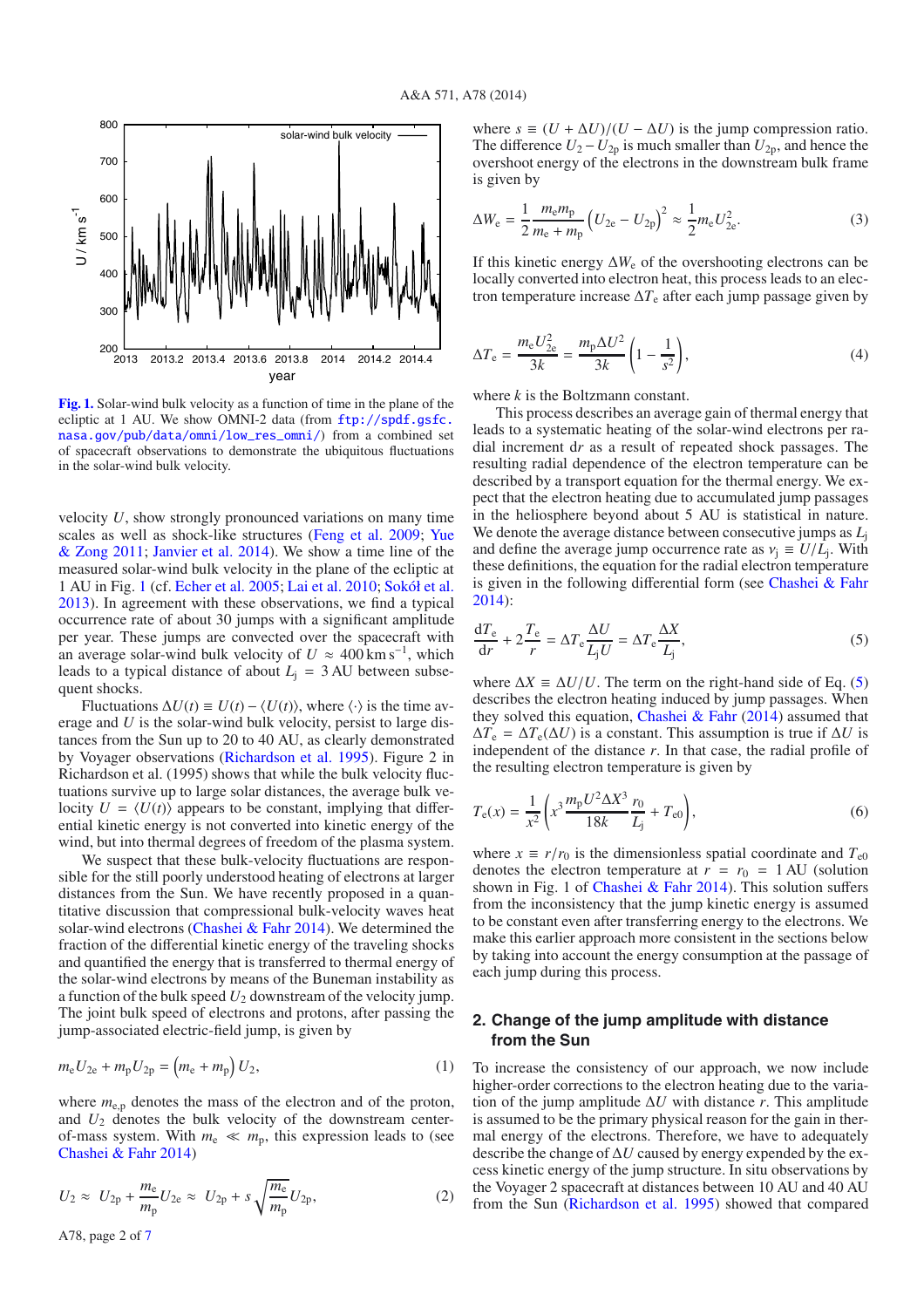Fig. 1. Solar-wind bulk velocity as a function of time in the plane of the ecliptic at 1 AU. We show OMNI-2 data (from ftp://spdf.gsfc.nasa.gov/pub/data/omni/low_res_omni/) from a combined set of spacecraft observations to demonstrate the ubiquitous fluctuations in the solar-wind bulk velocity.

velocity $U$, show strongly pronounced variations on many time scales as well as shock-like structures (Feng et al. 2009; Yue & Zong 2011; Janvier et al. 2014). We show a time line of the measured solar-wind bulk velocity in the plane of the ecliptic at 1 AU in Fig. 1 (cf. Echer et al. 2005; Lai et al. 2010; Sokół et al. 2013). In agreement with these observations, we find a typical occurrence rate of about 30 jumps with a significant amplitude per year. These jumps are convected over the spacecraft with an average solar-wind bulk velocity of $U \approx 400\,\mathrm{km\,s^{-1}}$, which leads to a typical distance of about $L_\mathrm{j} = 3$ AU between subsequent shocks.

Fluctuations $\Delta U(t) \equiv U(t) - \langle U(t) \rangle$, where $\langle \cdot \rangle$ is the time average and $U$ is the solar-wind bulk velocity, persist to large distances from the Sun up to 20 to 40 AU, as clearly demonstrated by Voyager observations (Richardson et al. 1995). Figure 2 in Richardson et al. (1995) shows that while the bulk velocity fluctuations survive up to large solar distances, the average bulk velocity $U = \langle U(t) \rangle$ appears to be constant, implying that differential kinetic energy is not converted into kinetic energy of the wind, but into thermal degrees of freedom of the plasma system.

We suspect that these bulk-velocity fluctuations are responsible for the still poorly understood heating of electrons at larger distances from the Sun. We have recently proposed in a quantitative discussion that compressional bulk-velocity waves heat solar-wind electrons (Chashei & Fahr 2014). We determined the fraction of the differential kinetic energy of the traveling shocks and quantified the energy that is transferred to thermal energy of the solar-wind electrons by means of the Buneman instability as a function of the bulk speed $U_2$ downstream of the velocity jump. The joint bulk speed of electrons and protons, after passing the jump-associated electric-field jump, is given by

$$m_\mathrm{e} U_{2\mathrm{e}} + m_\mathrm{p} U_{2\mathrm{p}} = \left( m_\mathrm{e} + m_\mathrm{p} \right) U_2, \tag{1}$$

where $m_\mathrm{e,p}$ denotes the mass of the electron and of the proton, and $U_2$ denotes the bulk velocity of the downstream center-of-mass system. With $m_\mathrm{e} \ll m_\mathrm{p}$, this expression leads to (see Chashei & Fahr 2014)

$$U_2 \approx U_{2\mathrm{p}} + \frac{m_\mathrm{e}}{m_\mathrm{p}} U_{2\mathrm{e}} \approx U_{2\mathrm{p}} + s \sqrt{\frac{m_\mathrm{e}}{m_\mathrm{p}}} U_{2\mathrm{p}}, \tag{2}$$

where $s \equiv (U + \Delta U)/(U - \Delta U)$ is the jump compression ratio. The difference $U_2 - U_{2\mathrm{p}}$ is much smaller than $U_{2\mathrm{p}}$, and hence the overshoot energy of the electrons in the downstream bulk frame is given by

$$\Delta W_\mathrm{e} = \frac{1}{2} \frac{m_\mathrm{e} m_\mathrm{p}}{m_\mathrm{e} + m_\mathrm{p}} \left( U_{2\mathrm{e}} - U_{2\mathrm{p}} \right)^2 \approx \frac{1}{2} m_\mathrm{e} U_{2\mathrm{e}}^2. \tag{3}$$

If this kinetic energy $\Delta W_\mathrm{e}$ of the overshooting electrons can be locally converted into electron heat, this process leads to an electron temperature increase $\Delta T_\mathrm{e}$ after each jump passage given by

$$\Delta T_\mathrm{e} = \frac{m_\mathrm{e} U_{2\mathrm{e}}^2}{3k} = \frac{m_\mathrm{p} \Delta U^2}{3k} \left( 1 - \frac{1}{s^2} \right), \tag{4}$$

where $k$ is the Boltzmann constant.

This process describes an average gain of thermal energy that leads to a systematic heating of the solar-wind electrons per radial increment $\mathrm{d}r$ as a result of repeated shock passages. The resulting radial dependence of the electron temperature can be described by a transport equation for the thermal energy. We expect that the electron heating due to accumulated jump passages in the heliosphere beyond about 5 AU is statistical in nature. We denote the average distance between consecutive jumps as $L_\mathrm{j}$ and define the average jump occurrence rate as $\nu_\mathrm{j} \equiv U/L_\mathrm{j}$. With these definitions, the equation for the electron temperature is given in the following differential form (see Chashei & Fahr 2014):

$$\frac{\mathrm{d}T_\mathrm{e}}{\mathrm{d}r} + 2\frac{T_\mathrm{e}}{r} = \Delta T_\mathrm{e} \frac{\Delta U}{L_\mathrm{j} U} = \Delta T_\mathrm{e} \frac{\Delta X}{L_\mathrm{j}}, \tag{5}$$

where $\Delta X \equiv \Delta U/U$. The term on the right-hand side of Eq. (5) describes the electron heating induced by jump passages. When they solved this equation, Chashei & Fahr (2014) assumed that $\Delta T_\mathrm{e} = \Delta T_\mathrm{e}(\Delta U)$ is a constant. This assumption is true if $\Delta U$ is independent of the distance $r$. In that case, the radial profile of the resulting electron temperature is given by

$$T_\mathrm{e}(x) = \frac{1}{x^2} \left( x^3 \frac{m_\mathrm{p} U^2 \Delta X^3}{18k} \frac{r_0}{L_\mathrm{j}} + T_{\mathrm{e}0} \right), \tag{6}$$

where $x \equiv r/r_0$ is the dimensionless spatial coordinate and $T_{\mathrm{e}0}$ denotes the electron temperature at $r = r_0 = 1$ AU (solution shown in Fig. 1 of Chashei & Fahr 2014). This solution suffers from the inconsistency that the jump kinetic energy is assumed to be constant even after transferring energy to the electrons. We make this earlier approach more consistent in the sections below by taking into account the energy consumption at the passage of each jump during this process.

## 2. Change of the jump amplitude with distance from the Sun

To increase the consistency of our approach, we now include higher-order corrections to the electron heating due to the variation of the jump amplitude $\Delta U$ with distance $r$. This amplitude is assumed to be the primary physical reason for the gain in thermal energy of the electrons. Therefore, we have to adequately describe the change of $\Delta U$ caused by energy expended by the excess kinetic energy of the jump structure. In situ observations by the Voyager 2 spacecraft at distances between 10 AU and 40 AU from the Sun (Richardson et al. 1995) showed that compared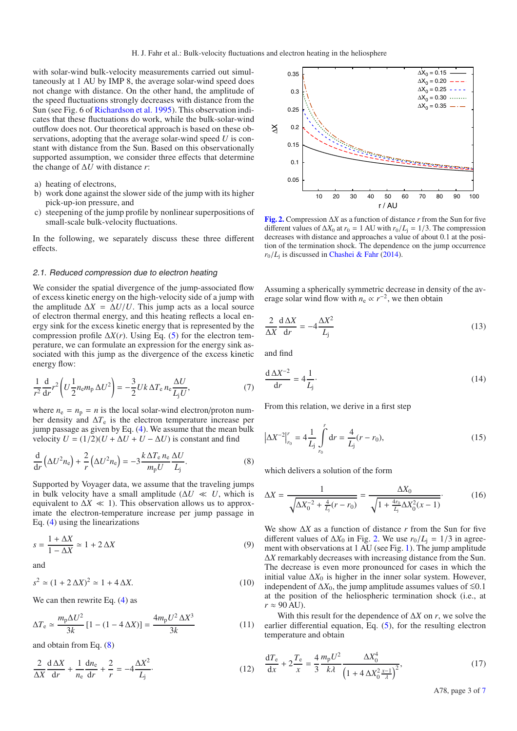with solar-wind bulk-velocity measurements carried out simultaneously at 1 AU by IMP 8, the average solar-wind speed does not change with distance. On the other hand, the amplitude of the speed fluctuations strongly decreases with distance from the Sun (see Fig. 6 of Richardson et al. 1995). This observation indicates that these fluctuations do work, while the bulk-solar-wind outflow does not. Our theoretical approach is based on these observations, adopting that the average solar-wind speed $U$ is constant with distance from the Sun. Based on this observationally supported assumption, we consider three effects that determine the change of $\Delta U$ with distance $r$:

a) heating of electrons,
b) work done against the slower side of the jump with its higher pick-up-ion pressure, and
c) steepening of the jump profile by nonlinear superpositions of small-scale bulk-velocity fluctuations.

In the following, we separately discuss these three different effects.

### 2.1. Reduced compression due to electron heating

We consider the spatial divergence of the jump-associated flow of excess kinetic energy on the high-velocity side of a jump with the amplitude $\Delta X = \Delta U/U$. This jump acts as a local source of electron thermal energy, and this heating reflects a local energy sink for the excess kinetic energy that is represented by the compression profile $\Delta X(r)$. Using Eq. (5) for the electron temperature, we can formulate an expression for the energy sink associated with this jump as the divergence of the excess kinetic energy flow:

$$\frac{1}{r^2}\frac{\mathrm{d}}{\mathrm{d}r}r^2\left(U\frac{1}{2}n_\mathrm{e}m_\mathrm{p}\,\Delta U^2\right) = -\frac{3}{2}Uk\,\Delta T_\mathrm{e}\,n_\mathrm{e}\frac{\Delta U}{L_\mathrm{j}U}, \tag{7}$$

where $n_\mathrm{e} = n_\mathrm{p} = n$ is the local solar-wind electron/proton number density and $\Delta T_\mathrm{e}$ is the electron temperature increase per jump passage as given by Eq. (4). We assume that the mean bulk velocity $U = (1/2)(U + \Delta U + U - \Delta U)$ is constant and find

$$\frac{\mathrm{d}}{\mathrm{d}r}\left(\Delta U^2 n_\mathrm{e}\right) + \frac{2}{r}\left(\Delta U^2 n_\mathrm{e}\right) = -3\frac{k\,\Delta T_\mathrm{e}\,n_\mathrm{e}}{m_\mathrm{p}U}\frac{\Delta U}{L_\mathrm{j}}. \tag{8}$$

Supported by Voyager data, we assume that the traveling jumps in bulk velocity have a small amplitude ($\Delta U \ll U$, which is equivalent to $\Delta X \ll 1$). This observation allows us to approximate the electron-temperature increase per jump passage in Eq. (4) using the linearizations

$$s = \frac{1+\Delta X}{1-\Delta X} \simeq 1 + 2\,\Delta X \tag{9}$$

and

$$s^2 \simeq (1 + 2\,\Delta X)^2 \simeq 1 + 4\,\Delta X. \tag{10}$$

We can then rewrite Eq. (4) as

$$\Delta T_\mathrm{e} \simeq \frac{m_\mathrm{p}\Delta U^2}{3k}\left[1 - (1 - 4\,\Delta X)\right] = \frac{4m_\mathrm{p}U^2\,\Delta X^3}{3k} \tag{11}$$

and obtain from Eq. (8)

$$\frac{2}{\Delta X}\frac{\mathrm{d}\,\Delta X}{\mathrm{d}r} + \frac{1}{n_\mathrm{e}}\frac{\mathrm{d}n_\mathrm{e}}{\mathrm{d}r} + \frac{2}{r} = -4\frac{\Delta X^2}{L_\mathrm{j}}. \tag{12}$$

Fig. 2. Compression $\Delta X$ as a function of distance $r$ from the Sun for five different values of $\Delta X_0$ at $r_0 = 1$ AU with $r_0/L_\mathrm{j} = 1/3$. The compression decreases with distance and approaches a value of about 0.1 at the position of the termination shock. The dependence on the jump occurrence $r_0/L_\mathrm{j}$ is discussed in Chashei & Fahr (2014).

Assuming a spherically symmetric decrease in density of the average solar wind flow with $n_\mathrm{e} \propto r^{-2}$, we then obtain

$$\frac{2}{\Delta X}\frac{\mathrm{d}\,\Delta X}{\mathrm{d}r} = -4\frac{\Delta X^2}{L_\mathrm{j}} \tag{13}$$

and find

$$\frac{\mathrm{d}\,\Delta X^{-2}}{\mathrm{d}r} = 4\frac{1}{L_\mathrm{j}}. \tag{14}$$

From this relation, we derive in a first step

$$\left|\Delta X^{-2}\right|_{r_0}^{r} = 4\frac{1}{L_\mathrm{j}}\int_{r_0}^{r}\mathrm{d}r = \frac{4}{L_\mathrm{j}}(r - r_0), \tag{15}$$

which delivers a solution of the form

$$\Delta X = \frac{1}{\sqrt{\Delta X_0^{-2} + \frac{4}{L_\mathrm{j}}(r - r_0)}} = \frac{\Delta X_0}{\sqrt{1 + \frac{4r_0}{L_\mathrm{j}}\Delta X_0^2(x - 1)}}. \tag{16}$$

We show $\Delta X$ as a function of distance $r$ from the Sun for five different values of $\Delta X_0$ in Fig. 2. We use $r_0/L_\mathrm{j} = 1/3$ in agreement with observations at 1 AU (see Fig. 1). The jump amplitude $\Delta X$ remarkably decreases with increasing distance from the Sun. The decrease is even more pronounced for cases in which the initial value $\Delta X_0$ is higher in the inner solar system. However, independent of $\Delta X_0$, the jump amplitude assumes values of $\lesssim 0.1$ at the position of the heliospheric termination shock (i.e., at $r \approx 90$ AU).

With this result for the dependence of $\Delta X$ on $r$, we solve the earlier differential equation, Eq. (5), for the resulting electron temperature and obtain

$$\frac{\mathrm{d}T_\mathrm{e}}{\mathrm{d}x} + 2\frac{T_\mathrm{e}}{x} = \frac{4}{3}\frac{m_\mathrm{p}U^2}{k\lambda}\frac{\Delta X_0^4}{\left(1 + 4\,\Delta X_0^2\frac{x-1}{\lambda}\right)^2}, \tag{17}$$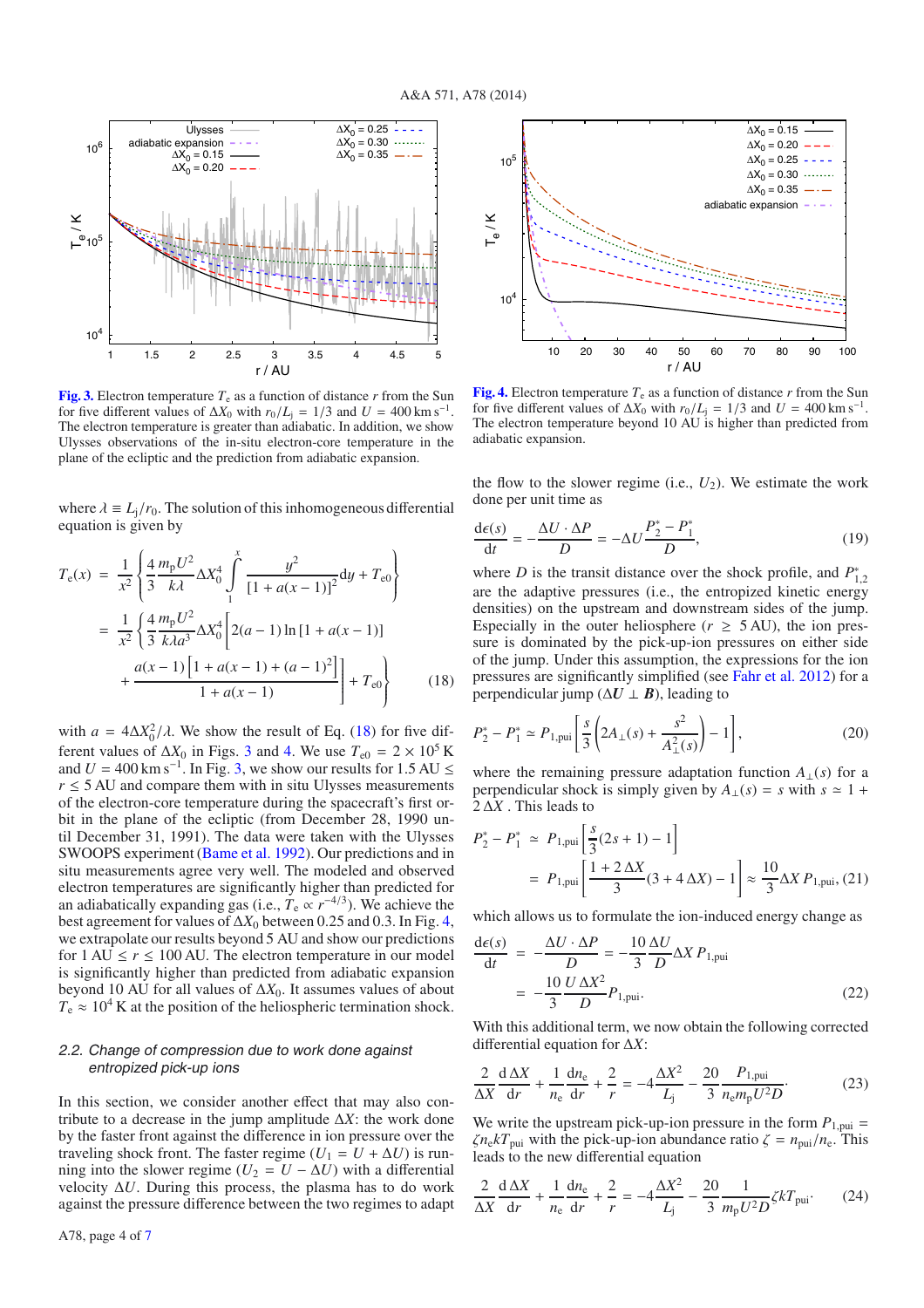**Fig. 3.** Electron temperature $T_e$ as a function of distance $r$ from the Sun for five different values of $\Delta X_0$ with $r_0/L_j = 1/3$ and $U = 400\,\mathrm{km\,s^{-1}}$. The electron temperature is greater than adiabatic. In addition, we show Ulysses observations of the in-situ electron-core temperature in the plane of the ecliptic and the prediction from adiabatic expansion.

**Fig. 4.** Electron temperature $T_e$ as a function of distance $r$ from the Sun for five different values of $\Delta X_0$ with $r_0/L_j = 1/3$ and $U = 400\,\mathrm{km\,s^{-1}}$. The electron temperature beyond 10 AU is higher than predicted from adiabatic expansion.

where $\lambda \equiv L_j/r_0$. The solution of this inhomogeneous differential equation is given by

$$
\begin{aligned}
T_e(x) &= \frac{1}{x^2}\left\{\frac{4}{3}\frac{m_p U^2}{k\lambda}\Delta X_0^4 \int_1^x \frac{y^2}{[1+a(x-1)]^2}\mathrm{d}y + T_{e0}\right\} \\
&= \frac{1}{x^2}\left\{\frac{4}{3}\frac{m_p U^2}{k\lambda a^3}\Delta X_0^4 \left[2(a-1)\ln[1+a(x-1)] \right.\right. \\
&\quad \left.\left. + \frac{a(x-1)\left[1+a(x-1)+(a-1)^2\right]}{1+a(x-1)}\right] + T_{e0}\right\}
\end{aligned} \tag{18}
$$

with $a = 4\Delta X_0^2/\lambda$. We show the result of Eq. (18) for five different values of $\Delta X_0$ in Figs. 3 and 4. We use $T_{e0} = 2\times 10^5$ K and $U = 400\,\mathrm{km\,s^{-1}}$. In Fig. 3, we show our results for 1.5 AU $\le r \le$ 5 AU and compare them with in situ Ulysses measurements of the electron-core temperature during the spacecraft's first orbit in the plane of the ecliptic (from December 28, 1990 until December 31, 1991). The data were taken with the Ulysses SWOOPS experiment (Bame et al. 1992). Our predictions and in situ measurements agree very well. The modeled and observed electron temperatures are significantly higher than predicted for an adiabatically expanding gas (i.e., $T_e \propto r^{-4/3}$). We achieve the best agreement for values of $\Delta X_0$ between 0.25 and 0.3. In Fig. 4, we extrapolate our results beyond 5 AU and show our predictions for 1 AU $\le r \le$ 100 AU. The electron temperature in our model is significantly higher than predicted from adiabatic expansion beyond 10 AU for all values of $\Delta X_0$. It assumes values of about $T_e \approx 10^4$ K at the position of the heliospheric termination shock.

### 2.2. Change of compression due to work done against entropized pick-up ions

In this section, we consider another effect that may also contribute to a decrease in the jump amplitude $\Delta X$: the work done by the faster front against the difference in ion pressure over the traveling shock front. The faster regime ($U_1 = U + \Delta U$) is running into the slower regime ($U_2 = U - \Delta U$) with a differential velocity $\Delta U$. During this process, the plasma has to do work against the pressure difference between the two regimes to adapt the flow to the slower regime (i.e., $U_2$). We estimate the work done per unit time as

$$
\frac{\mathrm{d}\epsilon(s)}{\mathrm{d}t} = -\frac{\Delta U\cdot\Delta P}{D} = -\Delta U\frac{P_2^* - P_1^*}{D}, \tag{19}
$$

where $D$ is the transit distance over the shock profile, and $P_{1,2}^*$ are the adaptive pressures (i.e., the entropized kinetic energy densities) on the upstream and downstream sides of the jump. Especially in the outer heliosphere ($r \ge 5$ AU), the ion pressure is dominated by the pick-up-ion pressures on either side of the jump. Under this assumption, the expressions for the ion pressures are significantly simplified (see Fahr et al. 2012) for a perpendicular jump ($\Delta\boldsymbol{U} \perp \boldsymbol{B}$), leading to

$$
P_2^* - P_1^* \simeq P_{1,\mathrm{pui}}\left[\frac{s}{3}\left(2A_\perp(s) + \frac{s^2}{A_\perp^2(s)}\right) - 1\right], \tag{20}
$$

where the remaining pressure adaptation function $A_\perp(s)$ for a perpendicular shock is simply given by $A_\perp(s) = s$ with $s \simeq 1 + 2\,\Delta X$ . This leads to

$$
\begin{aligned}
P_2^* - P_1^* &\simeq P_{1,\mathrm{pui}}\left[\frac{s}{3}(2s+1) - 1\right] \\
&= P_{1,\mathrm{pui}}\left[\frac{1+2\,\Delta X}{3}(3+4\,\Delta X) - 1\right] \approx \frac{10}{3}\Delta X\,P_{1,\mathrm{pui}},
\end{aligned} \tag{21}
$$

which allows us to formulate the ion-induced energy change as

$$
\begin{aligned}
\frac{\mathrm{d}\epsilon(s)}{\mathrm{d}t} &= -\frac{\Delta U\cdot\Delta P}{D} = -\frac{10}{3}\frac{\Delta U}{D}\Delta X\,P_{1,\mathrm{pui}} \\
&= -\frac{10}{3}\frac{U\,\Delta X^2}{D}P_{1,\mathrm{pui}}.
\end{aligned} \tag{22}
$$

With this additional term, we now obtain the following corrected differential equation for $\Delta X$:

$$
\frac{2}{\Delta X}\frac{\mathrm{d}\,\Delta X}{\mathrm{d}r} + \frac{1}{n_e}\frac{\mathrm{d}n_e}{\mathrm{d}r} + \frac{2}{r} = -4\frac{\Delta X^2}{L_j} - \frac{20}{3}\frac{P_{1,\mathrm{pui}}}{n_e m_p U^2 D}. \tag{23}
$$

We write the upstream pick-up-ion pressure in the form $P_{1,\mathrm{pui}} = \zeta n_e k T_{\mathrm{pui}}$ with the pick-up-ion abundance ratio $\zeta = n_{\mathrm{pui}}/n_e$. This leads to the new differential equation

$$
\frac{2}{\Delta X}\frac{\mathrm{d}\,\Delta X}{\mathrm{d}r} + \frac{1}{n_e}\frac{\mathrm{d}n_e}{\mathrm{d}r} + \frac{2}{r} = -4\frac{\Delta X^2}{L_j} - \frac{20}{3}\frac{1}{m_p U^2 D}\zeta k T_{\mathrm{pui}}. \tag{24}
$$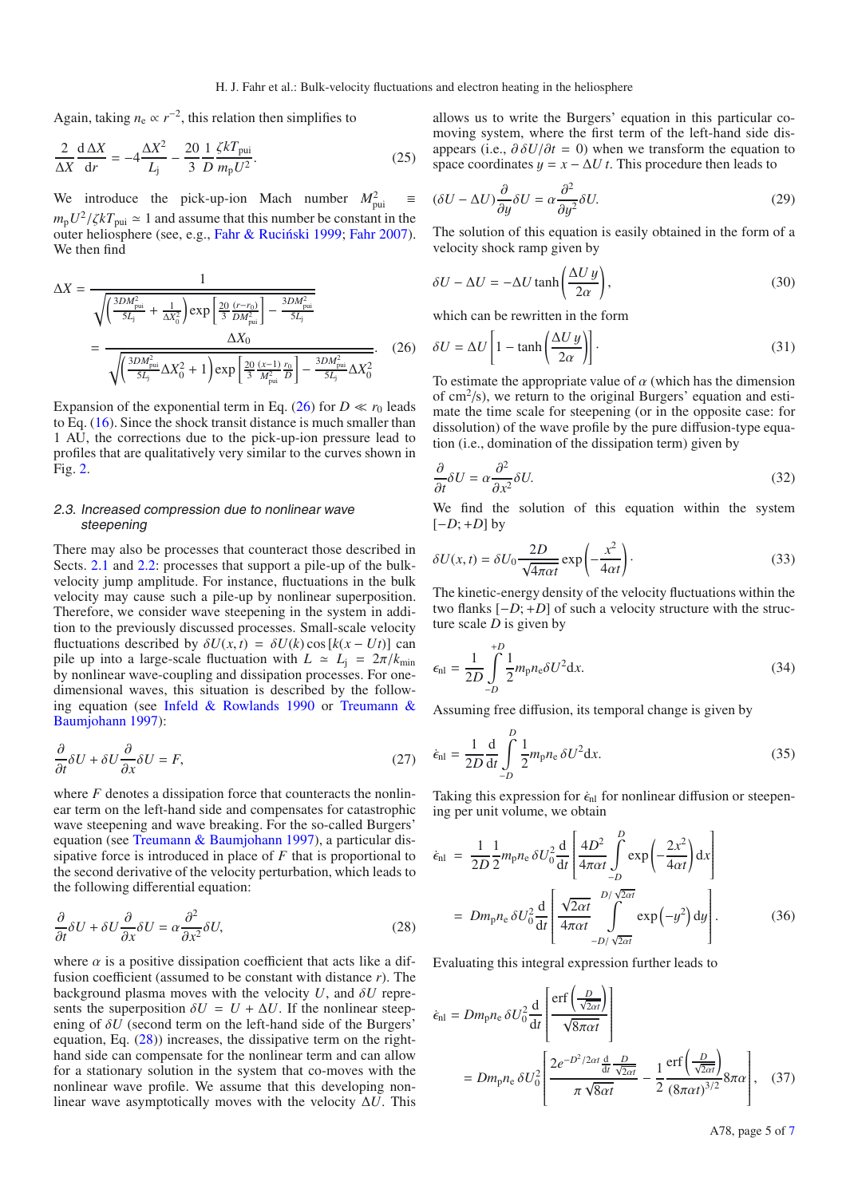Again, taking $n_e \propto r^{-2}$, this relation then simplifies to

$$\frac{2}{\Delta X}\frac{\mathrm{d}\,\Delta X}{\mathrm{d}r} = -4\frac{\Delta X^2}{L_j} - \frac{20}{3}\frac{1}{D}\frac{\zeta k T_{\mathrm{pui}}}{m_p U^2}. \tag{25}$$

We introduce the pick-up-ion Mach number $M^2_{\mathrm{pui}} \equiv m_p U^2/\zeta k T_{\mathrm{pui}} \simeq 1$ and assume that this number be constant in the outer heliosphere (see, e.g., Fahr & Ruciński 1999; Fahr 2007). We then find

$$\begin{aligned}\Delta X &= \frac{1}{\sqrt{\left(\frac{3DM^2_{\mathrm{pui}}}{5L_j} + \frac{1}{\Delta X_0^2}\right)\exp\left[\frac{20}{3}\frac{(r-r_0)}{DM^2_{\mathrm{pui}}}\right] - \frac{3DM^2_{\mathrm{pui}}}{5L_j}}} \\ &= \frac{\Delta X_0}{\sqrt{\left(\frac{3DM^2_{\mathrm{pui}}}{5L_j}\Delta X_0^2 + 1\right)\exp\left[\frac{20}{3}\frac{(x-1)}{M^2_{\mathrm{pui}}}\frac{r_0}{D}\right] - \frac{3DM^2_{\mathrm{pui}}}{5L_j}\Delta X_0^2}}. \end{aligned} \tag{26}$$

Expansion of the exponential term in Eq. (26) for $D \ll r_0$ leads to Eq. (16). Since the shock transit distance is much smaller than 1 AU, the corrections due to the pick-up-ion pressure lead to profiles that are qualitatively very similar to the curves shown in Fig. 2.

### 2.3. Increased compression due to nonlinear wave steepening

There may also be processes that counteract those described in Sects. 2.1 and 2.2: processes that support a pile-up of the bulk-velocity jump amplitude. For instance, fluctuations in the bulk velocity may cause such a pile-up by nonlinear superposition. Therefore, we consider wave steepening in the system in addition to the previously discussed processes. Small-scale velocity fluctuations described by $\delta U(x,t) = \delta U(k)\cos[k(x-Ut)]$ can pile up into a large-scale fluctuation with $L \simeq L_j = 2\pi/k_{\min}$ by nonlinear wave-coupling and dissipation processes. For one-dimensional waves, this situation is described by the following equation (see Infeld & Rowlands 1990 or Treumann & Baumjohann 1997):

$$\frac{\partial}{\partial t}\delta U + \delta U\frac{\partial}{\partial x}\delta U = F, \tag{27}$$

where $F$ denotes a dissipation force that counteracts the nonlinear term on the left-hand side and compensates for catastrophic wave steepening and wave breaking. For the so-called Burgers' equation (see Treumann & Baumjohann 1997), a particular dissipative force is introduced in place of $F$ that is proportional to the second derivative of the velocity perturbation, which leads to the following differential equation:

$$\frac{\partial}{\partial t}\delta U + \delta U\frac{\partial}{\partial x}\delta U = \alpha\frac{\partial^2}{\partial x^2}\delta U, \tag{28}$$

where $\alpha$ is a positive dissipation coefficient that acts like a diffusion coefficient (assumed to be constant with distance $r$). The background plasma moves with the velocity $U$, and $\delta U$ represents the superposition $\delta U = U + \Delta U$. If the nonlinear steepening of $\delta U$ (second term on the left-hand side of the Burgers' equation, Eq. (28)) increases, the dissipative term on the right-hand side can compensate for the nonlinear term and can allow for a stationary solution in the system that co-moves with the nonlinear wave profile. We assume that this developing nonlinear wave asymptotically moves with the velocity $\Delta U$. This allows us to write the Burgers' equation in this particular co-moving system, where the first term of the left-hand side disappears (i.e., $\partial\,\delta U/\partial t = 0$) when we transform the equation to space coordinates $y = x - \Delta U\,t$. This procedure then leads to

$$(\delta U - \Delta U)\frac{\partial}{\partial y}\delta U = \alpha\frac{\partial^2}{\partial y^2}\delta U. \tag{29}$$

The solution of this equation is easily obtained in the form of a velocity shock ramp given by

$$\delta U - \Delta U = -\Delta U\tanh\left(\frac{\Delta U\,y}{2\alpha}\right), \tag{30}$$

which can be rewritten in the form

$$\delta U = \Delta U\left[1 - \tanh\left(\frac{\Delta U\,y}{2\alpha}\right)\right]. \tag{31}$$

To estimate the appropriate value of $\alpha$ (which has the dimension of $\mathrm{cm}^2/\mathrm{s}$), we return to the original Burgers' equation and estimate the time scale for steepening (or in the opposite case: for dissolution) of the wave profile by the pure diffusion-type equation (i.e., domination of the dissipation term) given by

$$\frac{\partial}{\partial t}\delta U = \alpha\frac{\partial^2}{\partial x^2}\delta U. \tag{32}$$

We find the solution of this equation within the system $[-D;+D]$ by

$$\delta U(x,t) = \delta U_0\frac{2D}{\sqrt{4\pi\alpha t}}\exp\left(-\frac{x^2}{4\alpha t}\right). \tag{33}$$

The kinetic-energy density of the velocity fluctuations within the two flanks $[-D;+D]$ of such a velocity structure with the structure scale $D$ is given by

$$\epsilon_{\mathrm{nl}} = \frac{1}{2D}\int_{-D}^{+D}\frac{1}{2}m_p n_e \delta U^2 \mathrm{d}x. \tag{34}$$

Assuming free diffusion, its temporal change is given by

$$\dot{\epsilon}_{\mathrm{nl}} = \frac{1}{2D}\frac{\mathrm{d}}{\mathrm{d}t}\int_{-D}^{D}\frac{1}{2}m_p n_e\,\delta U^2 \mathrm{d}x. \tag{35}$$

Taking this expression for $\dot{\epsilon}_{\mathrm{nl}}$ for nonlinear diffusion or steepening per unit volume, we obtain

$$\begin{aligned}\dot{\epsilon}_{\mathrm{nl}} &= \frac{1}{2D}\frac{1}{2}m_p n_e\,\delta U_0^2\frac{\mathrm{d}}{\mathrm{d}t}\left[\frac{4D^2}{4\pi\alpha t}\int_{-D}^{D}\exp\left(-\frac{2x^2}{4\alpha t}\right)\mathrm{d}x\right] \\ &= D m_p n_e\,\delta U_0^2\frac{\mathrm{d}}{\mathrm{d}t}\left[\frac{\sqrt{2\alpha t}}{4\pi\alpha t}\int_{-D/\sqrt{2\alpha t}}^{D/\sqrt{2\alpha t}}\exp\left(-y^2\right)\mathrm{d}y\right]. \end{aligned} \tag{36}$$

Evaluating this integral expression further leads to

$$\begin{aligned}\dot{\epsilon}_{\mathrm{nl}} &= D m_p n_e\,\delta U_0^2\frac{\mathrm{d}}{\mathrm{d}t}\left[\frac{\mathrm{erf}\left(\frac{D}{\sqrt{2\alpha t}}\right)}{\sqrt{8\pi\alpha t}}\right] \\ &= D m_p n_e\,\delta U_0^2\left[\frac{2e^{-D^2/2\alpha t}\frac{\mathrm{d}}{\mathrm{d}t}\frac{D}{\sqrt{2\alpha t}}}{\pi\sqrt{8\alpha t}} - \frac{1}{2}\frac{\mathrm{erf}\left(\frac{D}{\sqrt{2\alpha t}}\right)}{(8\pi\alpha t)^{3/2}}8\pi\alpha\right], \end{aligned} \tag{37}$$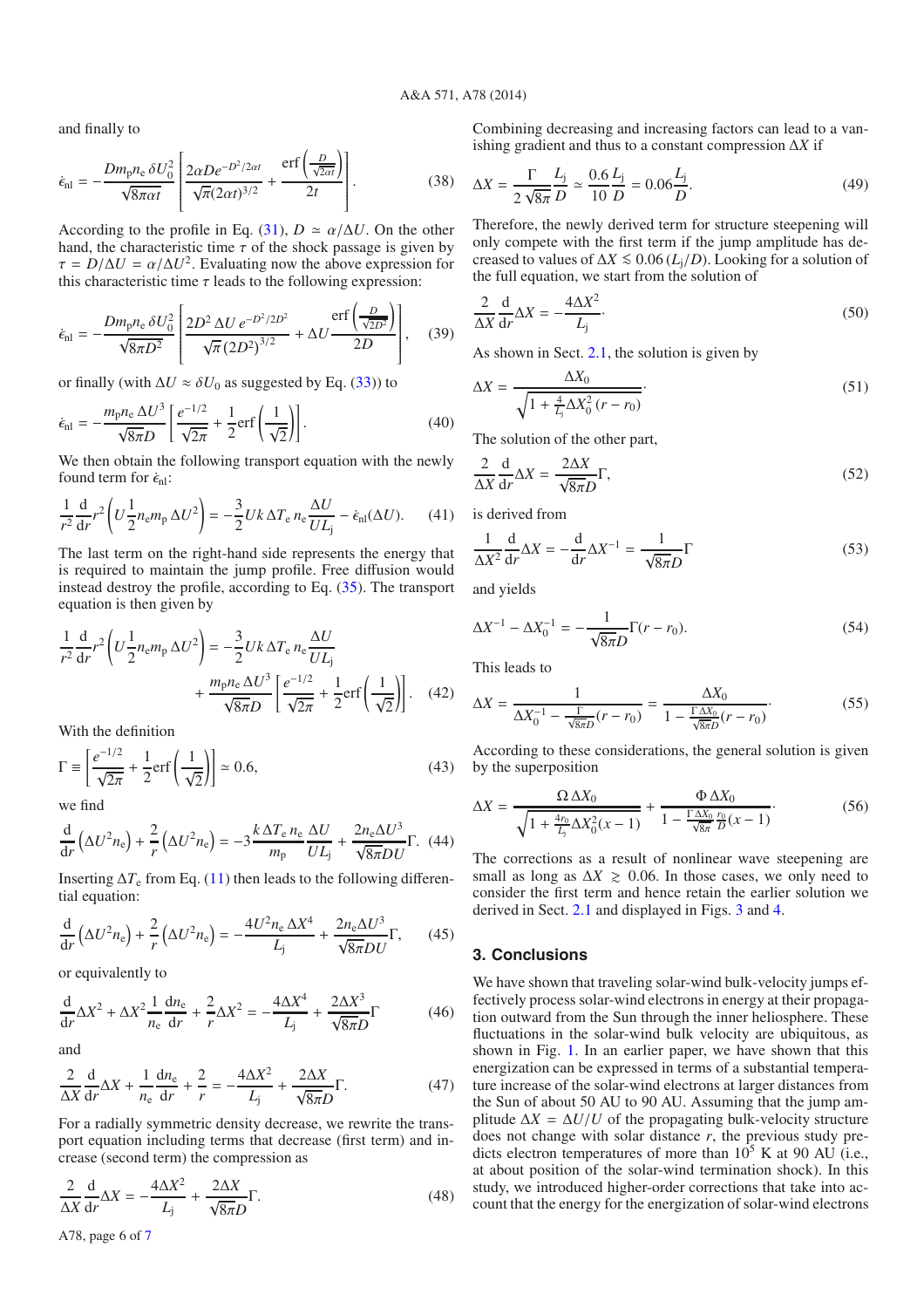and finally to

$$\dot{\epsilon}_{\rm nl} = -\frac{Dm_{\rm p}n_{\rm e}\,\delta U_0^2}{\sqrt{8\pi\alpha t}}\left[\frac{2\alpha De^{-D^2/2\alpha t}}{\sqrt{\pi}(2\alpha t)^{3/2}} + \frac{\mathrm{erf}\left(\frac{D}{\sqrt{2\alpha t}}\right)}{2t}\right]. \tag{38}$$

According to the profile in Eq. (31), $D \simeq \alpha/\Delta U$. On the other hand, the characteristic time $\tau$ of the shock passage is given by $\tau = D/\Delta U = \alpha/\Delta U^2$. Evaluating now the above expression for this characteristic time $\tau$ leads to the following expression:

$$\dot{\epsilon}_{\rm nl} = -\frac{Dm_{\rm p}n_{\rm e}\,\delta U_0^2}{\sqrt{8\pi D^2}}\left[\frac{2D^2\,\Delta U\,e^{-D^2/2D^2}}{\sqrt{\pi}\left(2D^2\right)^{3/2}} + \Delta U\frac{\mathrm{erf}\left(\frac{D}{\sqrt{2D^2}}\right)}{2D}\right], \tag{39}$$

or finally (with $\Delta U \approx \delta U_0$ as suggested by Eq. (33)) to

$$\dot{\epsilon}_{\rm nl} = -\frac{m_{\rm p}n_{\rm e}\,\Delta U^3}{\sqrt{8\pi}D}\left[\frac{e^{-1/2}}{\sqrt{2\pi}} + \frac{1}{2}\mathrm{erf}\left(\frac{1}{\sqrt{2}}\right)\right]. \tag{40}$$

We then obtain the following transport equation with the newly found term for $\dot{\epsilon}_{\rm nl}$:

$$\frac{1}{r^2}\frac{\rm d}{{\rm d}r}r^2\left(U\frac{1}{2}n_{\rm e}m_{\rm p}\,\Delta U^2\right) = -\frac{3}{2}Uk\,\Delta T_{\rm e}\,n_{\rm e}\frac{\Delta U}{UL_{\rm j}} - \dot{\epsilon}_{\rm nl}(\Delta U). \tag{41}$$

The last term on the right-hand side represents the energy that is required to maintain the jump profile. Free diffusion would instead destroy the profile, according to Eq. (35). The transport equation is then given by

$$\frac{1}{r^2}\frac{\rm d}{{\rm d}r}r^2\left(U\frac{1}{2}n_{\rm e}m_{\rm p}\,\Delta U^2\right) = -\frac{3}{2}Uk\,\Delta T_{\rm e}\,n_{\rm e}\frac{\Delta U}{UL_{\rm j}} + \frac{m_{\rm p}n_{\rm e}\,\Delta U^3}{\sqrt{8\pi}D}\left[\frac{e^{-1/2}}{\sqrt{2\pi}} + \frac{1}{2}\mathrm{erf}\left(\frac{1}{\sqrt{2}}\right)\right]. \tag{42}$$

With the definition

$$\Gamma \equiv \left[\frac{e^{-1/2}}{\sqrt{2\pi}} + \frac{1}{2}\mathrm{erf}\left(\frac{1}{\sqrt{2}}\right)\right] \simeq 0.6, \tag{43}$$

we find

$$\frac{\rm d}{{\rm d}r}\left(\Delta U^2 n_{\rm e}\right) + \frac{2}{r}\left(\Delta U^2 n_{\rm e}\right) = -3\frac{k\,\Delta T_{\rm e}\,n_{\rm e}}{m_{\rm p}}\frac{\Delta U}{UL_{\rm j}} + \frac{2n_{\rm e}\Delta U^3}{\sqrt{8\pi}DU}\Gamma. \tag{44}$$

Inserting $\Delta T_{\rm e}$ from Eq. (11) then leads to the following differential equation:

$$\frac{\rm d}{{\rm d}r}\left(\Delta U^2 n_{\rm e}\right) + \frac{2}{r}\left(\Delta U^2 n_{\rm e}\right) = -\frac{4U^2 n_{\rm e}\,\Delta X^4}{L_{\rm j}} + \frac{2n_{\rm e}\Delta U^3}{\sqrt{8\pi}DU}\Gamma, \tag{45}$$

or equivalently to

$$\frac{\rm d}{{\rm d}r}\Delta X^2 + \Delta X^2\frac{1}{n_{\rm e}}\frac{{\rm d}n_{\rm e}}{{\rm d}r} + \frac{2}{r}\Delta X^2 = -\frac{4\Delta X^4}{L_{\rm j}} + \frac{2\Delta X^3}{\sqrt{8\pi}D}\Gamma \tag{46}$$

and

$$\frac{2}{\Delta X}\frac{\rm d}{{\rm d}r}\Delta X + \frac{1}{n_{\rm e}}\frac{{\rm d}n_{\rm e}}{{\rm d}r} + \frac{2}{r} = -\frac{4\Delta X^2}{L_{\rm j}} + \frac{2\Delta X}{\sqrt{8\pi}D}\Gamma. \tag{47}$$

For a radially symmetric density decrease, we rewrite the transport equation including terms that decrease (first term) and increase (second term) the compression as

$$\frac{2}{\Delta X}\frac{\rm d}{{\rm d}r}\Delta X = -\frac{4\Delta X^2}{L_{\rm j}} + \frac{2\Delta X}{\sqrt{8\pi}D}\Gamma. \tag{48}$$

Combining decreasing and increasing factors can lead to a vanishing gradient and thus to a constant compression $\Delta X$ if

$$\Delta X = \frac{\Gamma}{2\sqrt{8\pi}}\frac{L_{\rm j}}{D} \simeq \frac{0.6}{10}\frac{L_{\rm j}}{D} = 0.06\frac{L_{\rm j}}{D}. \tag{49}$$

Therefore, the newly derived term for structure steepening will only compete with the first term if the jump amplitude has decreased to values of $\Delta X \lesssim 0.06\,(L_{\rm j}/D)$. Looking for a solution of the full equation, we start from the solution of

$$\frac{2}{\Delta X}\frac{\rm d}{{\rm d}r}\Delta X = -\frac{4\Delta X^2}{L_{\rm j}}. \tag{50}$$

As shown in Sect. 2.1, the solution is given by

$$\Delta X = \frac{\Delta X_0}{\sqrt{1 + \frac{4}{L_{\rm j}}\Delta X_0^2\,(r - r_0)}}. \tag{51}$$

The solution of the other part,

$$\frac{2}{\Delta X}\frac{\rm d}{{\rm d}r}\Delta X = \frac{2\Delta X}{\sqrt{8\pi}D}\Gamma, \tag{52}$$

is derived from

$$\frac{1}{\Delta X^2}\frac{\rm d}{{\rm d}r}\Delta X = -\frac{\rm d}{{\rm d}r}\Delta X^{-1} = \frac{1}{\sqrt{8\pi}D}\Gamma \tag{53}$$

and yields

$$\Delta X^{-1} - \Delta X_0^{-1} = -\frac{1}{\sqrt{8\pi}D}\Gamma(r - r_0). \tag{54}$$

This leads to

$$\Delta X = \frac{1}{\Delta X_0^{-1} - \frac{\Gamma}{\sqrt{8\pi}D}(r - r_0)} = \frac{\Delta X_0}{1 - \frac{\Gamma\,\Delta X_0}{\sqrt{8\pi}D}(r - r_0)}. \tag{55}$$

According to these considerations, the general solution is given by the superposition

$$\Delta X = \frac{\Omega\,\Delta X_0}{\sqrt{1 + \frac{4r_0}{L_{\rm j}}\Delta X_0^2(x - 1)}} + \frac{\Phi\,\Delta X_0}{1 - \frac{\Gamma\,\Delta X_0}{\sqrt{8\pi}}\frac{r_0}{D}(x - 1)}. \tag{56}$$

The corrections as a result of nonlinear wave steepening are small as long as $\Delta X \gtrsim 0.06$. In those cases, we only need to consider the first term and hence retain the earlier solution we derived in Sect. 2.1 and displayed in Figs. 3 and 4.

## 3. Conclusions

We have shown that traveling solar-wind bulk-velocity jumps effectively process solar-wind electrons in energy at their propagation outward from the Sun through the inner heliosphere. These fluctuations in the solar-wind bulk velocity are ubiquitous, as shown in Fig. 1. In an earlier paper, we have shown that this energization can be expressed in terms of a substantial temperature increase of the solar-wind electrons at larger distances from the Sun of about 50 AU to 90 AU. Assuming that the jump amplitude $\Delta X = \Delta U/U$ of the propagating bulk-velocity structure does not change with solar distance $r$, the previous study predicts electron temperatures of more than $10^5$ K at 90 AU (i.e., at about position of the solar-wind termination shock). In this study, we introduced higher-order corrections that take into account that the energy for the energization of solar-wind electrons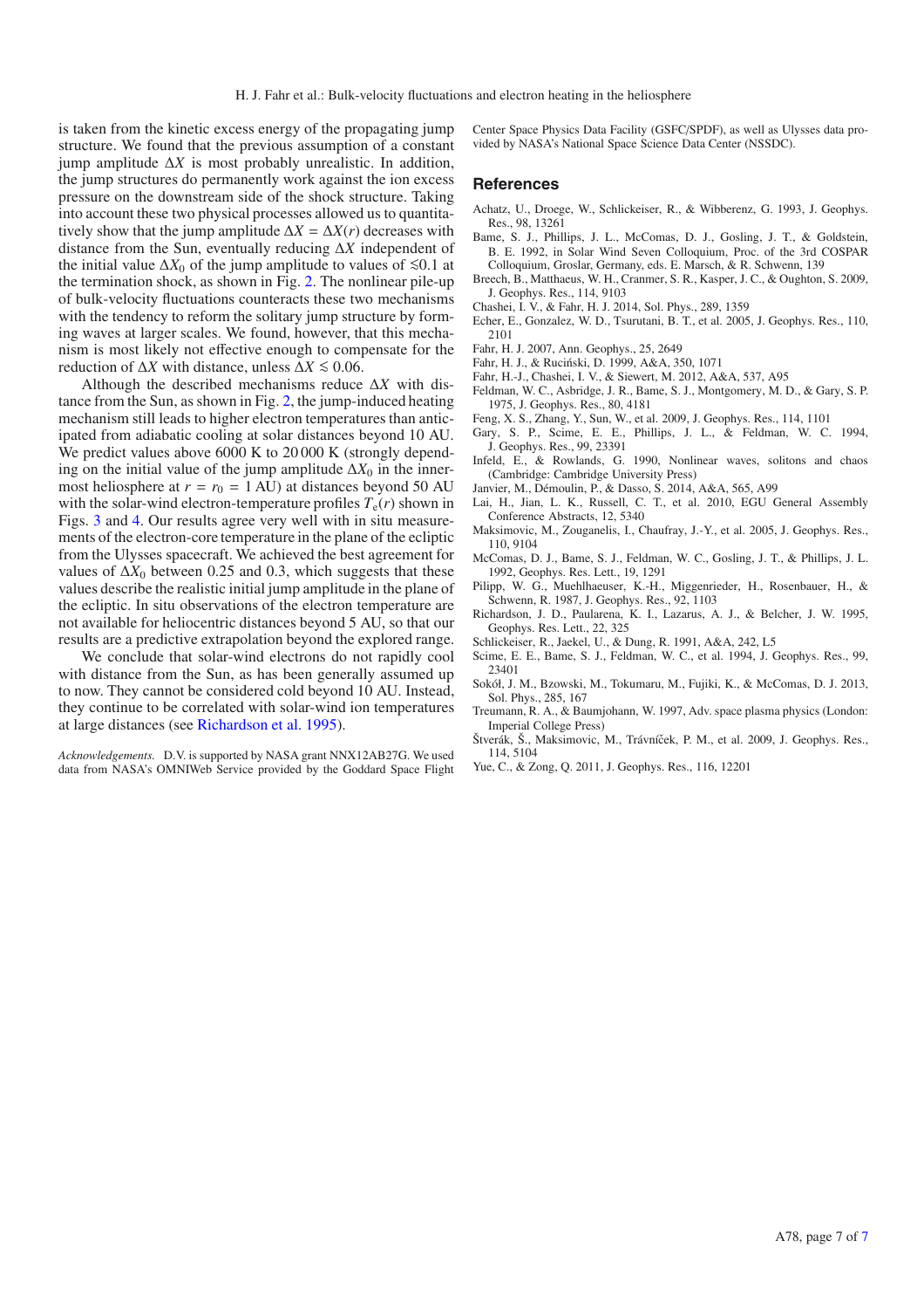is taken from the kinetic excess energy of the propagating jump structure. We found that the previous assumption of a constant jump amplitude $\Delta X$ is most probably unrealistic. In addition, the jump structures do permanently work against the ion excess pressure on the downstream side of the shock structure. Taking into account these two physical processes allowed us to quantitatively show that the jump amplitude $\Delta X = \Delta X(r)$ decreases with distance from the Sun, eventually reducing $\Delta X$ independent of the initial value $\Delta X_0$ of the jump amplitude to values of $\lesssim 0.1$ at the termination shock, as shown in Fig. 2. The nonlinear pile-up of bulk-velocity fluctuations counteracts these two mechanisms with the tendency to reform the solitary jump structure by forming waves at larger scales. We found, however, that this mechanism is most likely not effective enough to compensate for the reduction of $\Delta X$ with distance, unless $\Delta X \lesssim 0.06$.

Although the described mechanisms reduce $\Delta X$ with distance from the Sun, as shown in Fig. 2, the jump-induced heating mechanism still leads to higher electron temperatures than anticipated from adiabatic cooling at solar distances beyond 10 AU. We predict values above 6000 K to 20 000 K (strongly depending on the initial value of the jump amplitude $\Delta X_0$ in the innermost heliosphere at $r = r_0 = 1$ AU) at distances beyond 50 AU with the solar-wind electron-temperature profiles $T_e(r)$ shown in Figs. 3 and 4. Our results agree very well with in situ measurements of the electron-core temperature in the plane of the ecliptic from the Ulysses spacecraft. We achieved the best agreement for values of $\Delta X_0$ between 0.25 and 0.3, which suggests that these values describe the realistic initial jump amplitude in the plane of the ecliptic. In situ observations of the electron temperature are not available for heliocentric distances beyond 5 AU, so that our results are a predictive extrapolation beyond the explored range.

We conclude that solar-wind electrons do not rapidly cool with distance from the Sun, as has been generally assumed up to now. They cannot be considered cold beyond 10 AU. Instead, they continue to be correlated with solar-wind ion temperatures at large distances (see Richardson et al. 1995).

*Acknowledgements.* D.V. is supported by NASA grant NNX12AB27G. We used data from NASA's OMNIWeb Service provided by the Goddard Space Flight Center Space Physics Data Facility (GSFC/SPDF), as well as Ulysses data provided by NASA's National Space Science Data Center (NSSDC).

## References

Achatz, U., Droege, W., Schlickeiser, R., & Wibberenz, G. 1993, J. Geophys. Res., 98, 13261

Bame, S. J., Phillips, J. L., McComas, D. J., Gosling, J. T., & Goldstein, B. E. 1992, in Solar Wind Seven Colloquium, Proc. of the 3rd COSPAR Colloquium, Groslar, Germany, eds. E. Marsch, & R. Schwenn, 139

Breech, B., Matthaeus, W. H., Cranmer, S. R., Kasper, J. C., & Oughton, S. 2009, J. Geophys. Res., 114, 9103

Chashei, I. V. & Fahr, H. J. 2014, Sol. Phys., 289, 1359

Echer, E., Gonzalez, W. D., Tsurutani, B. T., et al. 2005, J. Geophys. Res., 110, 2101

Fahr, H. J. 2007, Ann. Geophys., 25, 2649

Fahr, H. J., & Ruciński, D. 1999, A&A, 350, 1071

Fahr, H.-J., Chashei, I. V., & Siewert, M. 2012, A&A, 537, A95

Feldman, W. C., Asbridge, J. R., Bame, S. J., Montgomery, M. D., & Gary, S. P. 1975, J. Geophys. Res., 80, 4181

Feng, X. S., Zhang, Y., Sun, W., et al. 2009, J. Geophys. Res., 114, 1101

Gary, S. P., Scime, E. E., Phillips, J. L., & Feldman, W. C. 1994, J. Geophys. Res., 99, 23391

Infeld, E., & Rowlands, G. 1990, Nonlinear waves, solitons and chaos (Cambridge: Cambridge University Press)

Janvier, M., Démoulin, P., & Dasso, S. 2014, A&A, 565, A99

Lai, H., Jian, L. K., Russell, C. T., et al. 2010, EGU General Assembly Conference Abstracts, 12, 5340

Maksimovic, M., Zouganelis, I., Chaufray, J.-Y., et al. 2005, J. Geophys. Res., 110, 9104

McComas, D. J., Bame, S. J., Feldman, W. C., Gosling, J. T., & Phillips, J. L. 1992, Geophys. Res. Lett., 19, 1291

Pilipp, W. G., Muehlhaeuser, K.-H., Miggenrieder, H., Rosenbauer, H., & Schwenn, R. 1987, J. Geophys. Res., 92, 1103

Richardson, J. D., Paularena, K. I., Lazarus, A. J., & Belcher, J. W. 1995, Geophys. Res. Lett., 22, 325

Schlickeiser, R., Jaekel, U., & Dung, R. 1991, A&A, 242, L5

Scime, E. E., Bame, S. J., Feldman, W. C., et al. 1994, J. Geophys. Res., 99, 23401

Sokół, J. M., Bzowski, M., Tokumaru, M., Fujiki, K., & McComas, D. J. 2013, Sol. Phys., 285, 167

Treumann, R. A., & Baumjohann, W. 1997, Adv. space plasma physics (London: Imperial College Press)

Štverák, Š., Maksimovic, M., Trávníček, P. M., et al. 2009, J. Geophys. Res., 114, 5104

Yue, C., & Zong, Q. 2011, J. Geophys. Res., 116, 12201